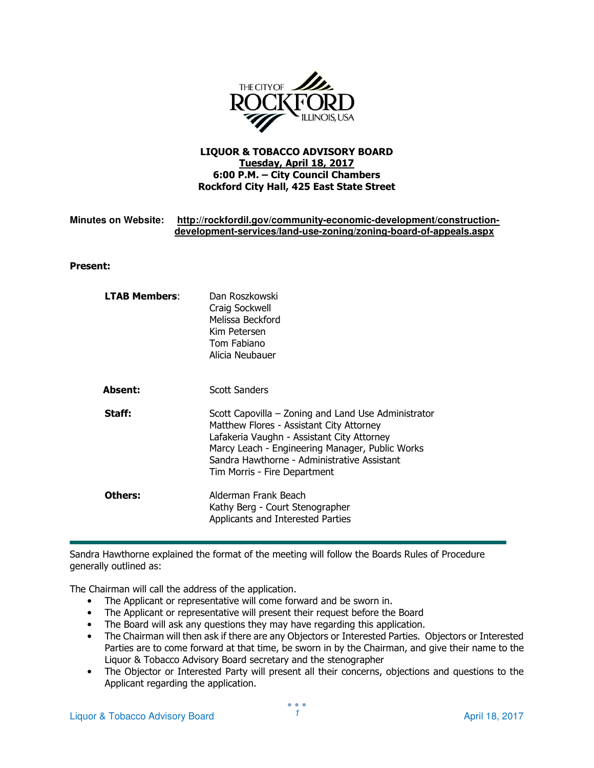THE CITY OF ROCKFORD ILLINOIS, USA

**LIQUOR & TOBACCO ADVISORY BOARD**
**Tuesday, April 18, 2017**
**6:00 P.M. – City Council Chambers**
**Rockford City Hall, 425 East State Street**

**Minutes on Website:** **http://rockfordil.gov/community-economic-development/construction-development-services/land-use-zoning/zoning-board-of-appeals.aspx**

**Present:**

| | |
|---|---|
| **LTAB Members**: | Dan Roszkowski<br>Craig Sockwell<br>Melissa Beckford<br>Kim Petersen<br>Tom Fabiano<br>Alicia Neubauer |
| **Absent:** | Scott Sanders |
| **Staff:** | Scott Capovilla – Zoning and Land Use Administrator<br>Matthew Flores - Assistant City Attorney<br>Lafakeria Vaughn - Assistant City Attorney<br>Marcy Leach - Engineering Manager, Public Works<br>Sandra Hawthorne - Administrative Assistant<br>Tim Morris - Fire Department |
| **Others:** | Alderman Frank Beach<br>Kathy Berg - Court Stenographer<br>Applicants and Interested Parties |

---

Sandra Hawthorne explained the format of the meeting will follow the Boards Rules of Procedure generally outlined as:

The Chairman will call the address of the application.

- The Applicant or representative will come forward and be sworn in.
- The Applicant or representative will present their request before the Board
- The Board will ask any questions they may have regarding this application.
- The Chairman will then ask if there are any Objectors or Interested Parties. Objectors or Interested Parties are to come forward at that time, be sworn in by the Chairman, and give their name to the Liquor & Tobacco Advisory Board secretary and the stenographer
- The Objector or Interested Party will present all their concerns, objections and questions to the Applicant regarding the application.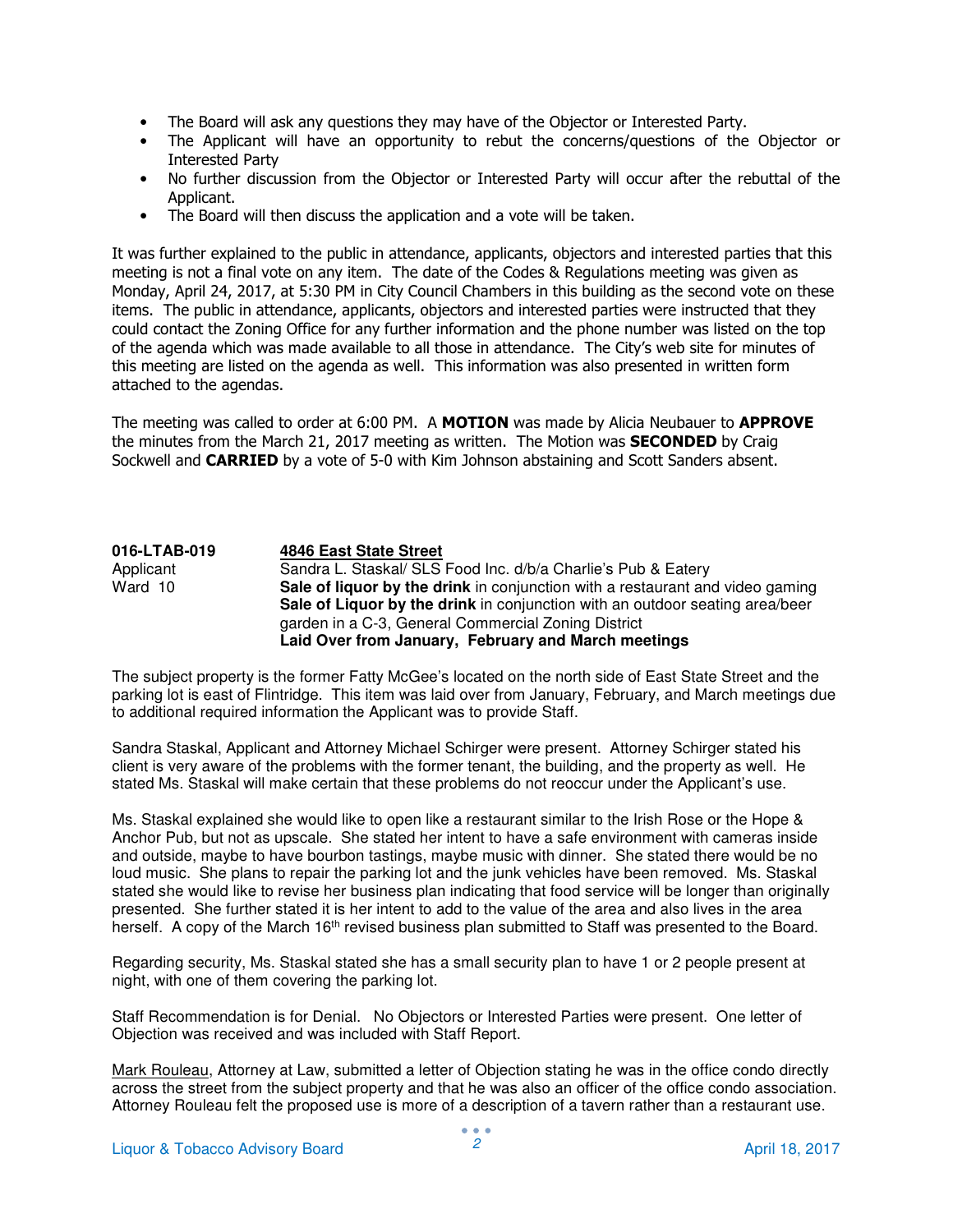- The Board will ask any questions they may have of the Objector or Interested Party.
- The Applicant will have an opportunity to rebut the concerns/questions of the Objector or Interested Party
- No further discussion from the Objector or Interested Party will occur after the rebuttal of the Applicant.
- The Board will then discuss the application and a vote will be taken.

It was further explained to the public in attendance, applicants, objectors and interested parties that this meeting is not a final vote on any item. The date of the Codes & Regulations meeting was given as Monday, April 24, 2017, at 5:30 PM in City Council Chambers in this building as the second vote on these items. The public in attendance, applicants, objectors and interested parties were instructed that they could contact the Zoning Office for any further information and the phone number was listed on the top of the agenda which was made available to all those in attendance. The City's web site for minutes of this meeting are listed on the agenda as well. This information was also presented in written form attached to the agendas.

The meeting was called to order at 6:00 PM. A **MOTION** was made by Alicia Neubauer to **APPROVE** the minutes from the March 21, 2017 meeting as written. The Motion was **SECONDED** by Craig Sockwell and **CARRIED** by a vote of 5-0 with Kim Johnson abstaining and Scott Sanders absent.

**016-LTAB-019** **4846 East State Street**
Applicant Sandra L. Staskal/ SLS Food Inc. d/b/a Charlie's Pub & Eatery
Ward 10 **Sale of liquor by the drink** in conjunction with a restaurant and video gaming
**Sale of Liquor by the drink** in conjunction with an outdoor seating area/beer garden in a C-3, General Commercial Zoning District
**Laid Over from January, February and March meetings**

The subject property is the former Fatty McGee's located on the north side of East State Street and the parking lot is east of Flintridge. This item was laid over from January, February, and March meetings due to additional required information the Applicant was to provide Staff.

Sandra Staskal, Applicant and Attorney Michael Schirger were present. Attorney Schirger stated his client is very aware of the problems with the former tenant, the building, and the property as well. He stated Ms. Staskal will make certain that these problems do not reoccur under the Applicant's use.

Ms. Staskal explained she would like to open like a restaurant similar to the Irish Rose or the Hope & Anchor Pub, but not as upscale. She stated her intent to have a safe environment with cameras inside and outside, maybe to have bourbon tastings, maybe music with dinner. She stated there would be no loud music. She plans to repair the parking lot and the junk vehicles have been removed. Ms. Staskal stated she would like to revise her business plan indicating that food service will be longer than originally presented. She further stated it is her intent to add to the value of the area and also lives in the area herself. A copy of the March 16th revised business plan submitted to Staff was presented to the Board.

Regarding security, Ms. Staskal stated she has a small security plan to have 1 or 2 people present at night, with one of them covering the parking lot.

Staff Recommendation is for Denial. No Objectors or Interested Parties were present. One letter of Objection was received and was included with Staff Report.

Mark Rouleau, Attorney at Law, submitted a letter of Objection stating he was in the office condo directly across the street from the subject property and that he was also an officer of the office condo association. Attorney Rouleau felt the proposed use is more of a description of a tavern rather than a restaurant use.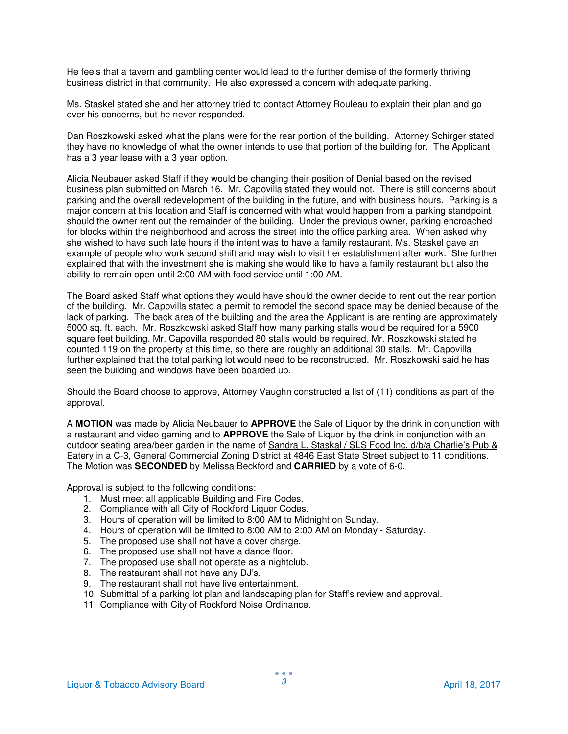He feels that a tavern and gambling center would lead to the further demise of the formerly thriving business district in that community. He also expressed a concern with adequate parking.

Ms. Staskel stated she and her attorney tried to contact Attorney Rouleau to explain their plan and go over his concerns, but he never responded.

Dan Roszkowski asked what the plans were for the rear portion of the building. Attorney Schirger stated they have no knowledge of what the owner intends to use that portion of the building for. The Applicant has a 3 year lease with a 3 year option.

Alicia Neubauer asked Staff if they would be changing their position of Denial based on the revised business plan submitted on March 16. Mr. Capovilla stated they would not. There is still concerns about parking and the overall redevelopment of the building in the future, and with business hours. Parking is a major concern at this location and Staff is concerned with what would happen from a parking standpoint should the owner rent out the remainder of the building. Under the previous owner, parking encroached for blocks within the neighborhood and across the street into the office parking area. When asked why she wished to have such late hours if the intent was to have a family restaurant, Ms. Staskel gave an example of people who work second shift and may wish to visit her establishment after work. She further explained that with the investment she is making she would like to have a family restaurant but also the ability to remain open until 2:00 AM with food service until 1:00 AM.

The Board asked Staff what options they would have should the owner decide to rent out the rear portion of the building. Mr. Capovilla stated a permit to remodel the second space may be denied because of the lack of parking. The back area of the building and the area the Applicant is are renting are approximately 5000 sq. ft. each. Mr. Roszkowski asked Staff how many parking stalls would be required for a 5900 square feet building. Mr. Capovilla responded 80 stalls would be required. Mr. Roszkowski stated he counted 119 on the property at this time, so there are roughly an additional 30 stalls. Mr. Capovilla further explained that the total parking lot would need to be reconstructed. Mr. Roszkowski said he has seen the building and windows have been boarded up.

Should the Board choose to approve, Attorney Vaughn constructed a list of (11) conditions as part of the approval.

A **MOTION** was made by Alicia Neubauer to **APPROVE** the Sale of Liquor by the drink in conjunction with a restaurant and video gaming and to **APPROVE** the Sale of Liquor by the drink in conjunction with an outdoor seating area/beer garden in the name of Sandra L. Staskal / SLS Food Inc. d/b/a Charlie's Pub & Eatery in a C-3, General Commercial Zoning District at 4846 East State Street subject to 11 conditions. The Motion was **SECONDED** by Melissa Beckford and **CARRIED** by a vote of 6-0.

Approval is subject to the following conditions:

1. Must meet all applicable Building and Fire Codes.
2. Compliance with all City of Rockford Liquor Codes.
3. Hours of operation will be limited to 8:00 AM to Midnight on Sunday.
4. Hours of operation will be limited to 8:00 AM to 2:00 AM on Monday - Saturday.
5. The proposed use shall not have a cover charge.
6. The proposed use shall not have a dance floor.
7. The proposed use shall not operate as a nightclub.
8. The restaurant shall not have any DJ's.
9. The restaurant shall not have live entertainment.
10. Submittal of a parking lot plan and landscaping plan for Staff's review and approval.
11. Compliance with City of Rockford Noise Ordinance.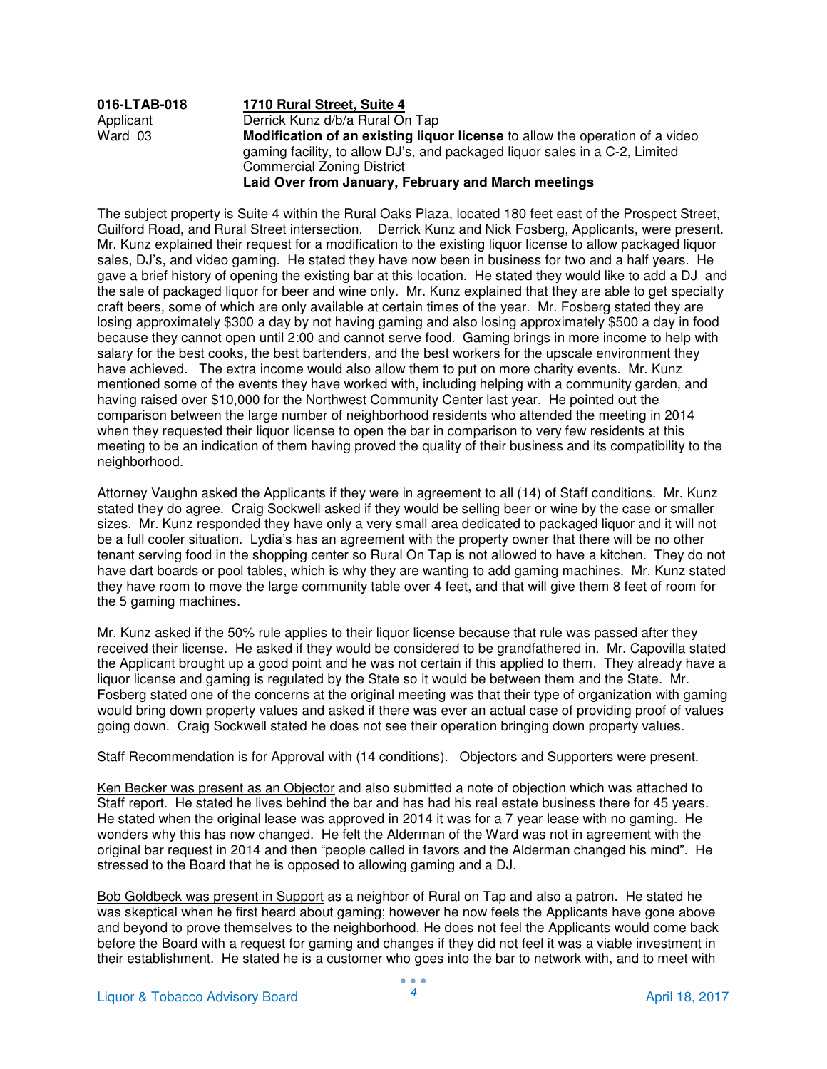| | |
|---|---|
| **016-LTAB-018** | **1710 Rural Street, Suite 4** |
| Applicant | Derrick Kunz d/b/a Rural On Tap |
| Ward 03 | **Modification of an existing liquor license** to allow the operation of a video gaming facility, to allow DJ's, and packaged liquor sales in a C-2, Limited Commercial Zoning District |
| | **Laid Over from January, February and March meetings** |

The subject property is Suite 4 within the Rural Oaks Plaza, located 180 feet east of the Prospect Street, Guilford Road, and Rural Street intersection. Derrick Kunz and Nick Fosberg, Applicants, were present. Mr. Kunz explained their request for a modification to the existing liquor license to allow packaged liquor sales, DJ's, and video gaming. He stated they have now been in business for two and a half years. He gave a brief history of opening the existing bar at this location. He stated they would like to add a DJ and the sale of packaged liquor for beer and wine only. Mr. Kunz explained that they are able to get specialty craft beers, some of which are only available at certain times of the year. Mr. Fosberg stated they are losing approximately $300 a day by not having gaming and also losing approximately $500 a day in food because they cannot open until 2:00 and cannot serve food. Gaming brings in more income to help with salary for the best cooks, the best bartenders, and the best workers for the upscale environment they have achieved. The extra income would also allow them to put on more charity events. Mr. Kunz mentioned some of the events they have worked with, including helping with a community garden, and having raised over $10,000 for the Northwest Community Center last year. He pointed out the comparison between the large number of neighborhood residents who attended the meeting in 2014 when they requested their liquor license to open the bar in comparison to very few residents at this meeting to be an indication of them having proved the quality of their business and its compatibility to the neighborhood.

Attorney Vaughn asked the Applicants if they were in agreement to all (14) of Staff conditions. Mr. Kunz stated they do agree. Craig Sockwell asked if they would be selling beer or wine by the case or smaller sizes. Mr. Kunz responded they have only a very small area dedicated to packaged liquor and it will not be a full cooler situation. Lydia's has an agreement with the property owner that there will be no other tenant serving food in the shopping center so Rural On Tap is not allowed to have a kitchen. They do not have dart boards or pool tables, which is why they are wanting to add gaming machines. Mr. Kunz stated they have room to move the large community table over 4 feet, and that will give them 8 feet of room for the 5 gaming machines.

Mr. Kunz asked if the 50% rule applies to their liquor license because that rule was passed after they received their license. He asked if they would be considered to be grandfathered in. Mr. Capovilla stated the Applicant brought up a good point and he was not certain if this applied to them. They already have a liquor license and gaming is regulated by the State so it would be between them and the State. Mr. Fosberg stated one of the concerns at the original meeting was that their type of organization with gaming would bring down property values and asked if there was ever an actual case of providing proof of values going down. Craig Sockwell stated he does not see their operation bringing down property values.

Staff Recommendation is for Approval with (14 conditions). Objectors and Supporters were present.

Ken Becker was present as an Objector and also submitted a note of objection which was attached to Staff report. He stated he lives behind the bar and has had his real estate business there for 45 years. He stated when the original lease was approved in 2014 it was for a 7 year lease with no gaming. He wonders why this has now changed. He felt the Alderman of the Ward was not in agreement with the original bar request in 2014 and then "people called in favors and the Alderman changed his mind". He stressed to the Board that he is opposed to allowing gaming and a DJ.

Bob Goldbeck was present in Support as a neighbor of Rural on Tap and also a patron. He stated he was skeptical when he first heard about gaming; however he now feels the Applicants have gone above and beyond to prove themselves to the neighborhood. He does not feel the Applicants would come back before the Board with a request for gaming and changes if they did not feel it was a viable investment in their establishment. He stated he is a customer who goes into the bar to network with, and to meet with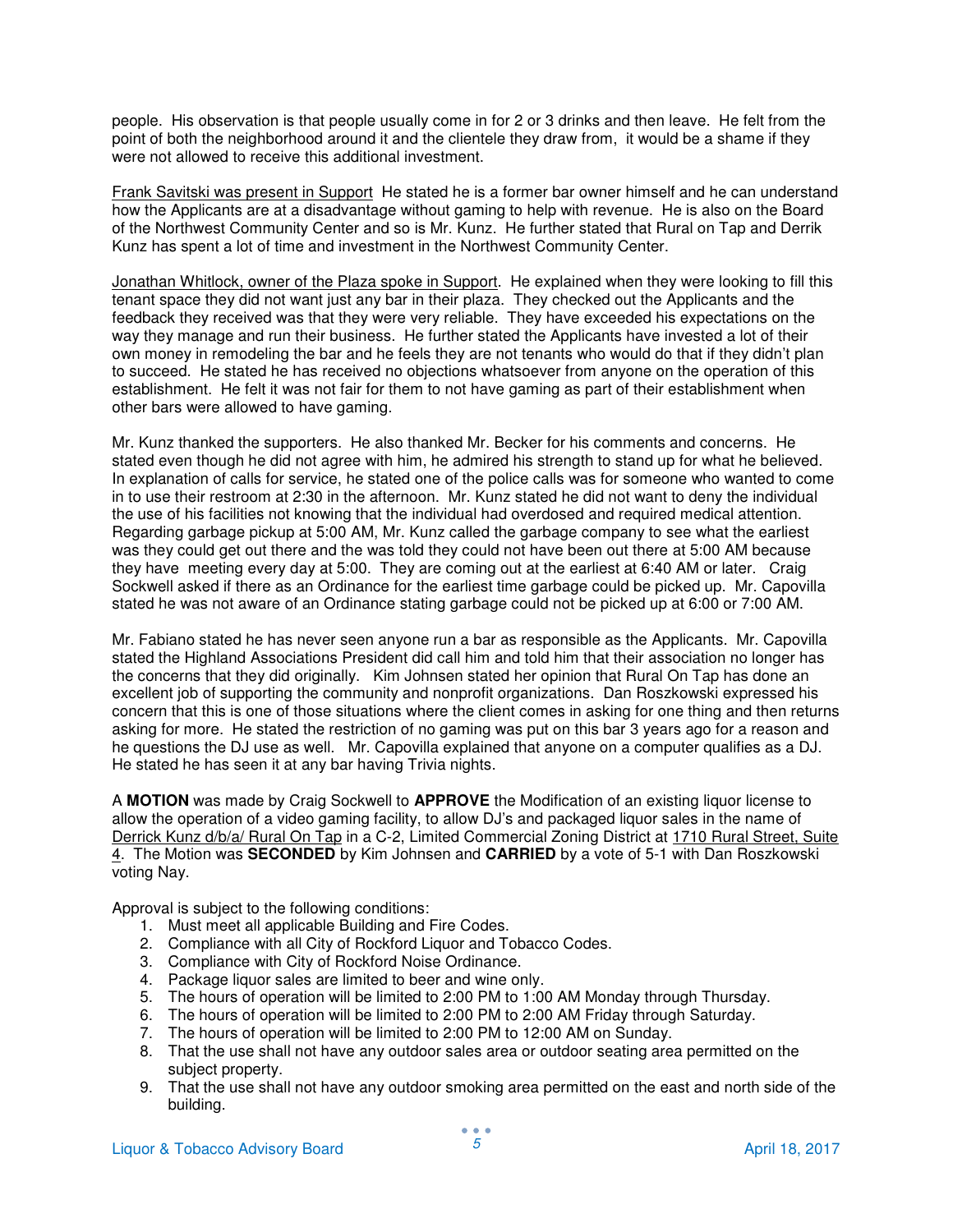people. His observation is that people usually come in for 2 or 3 drinks and then leave. He felt from the point of both the neighborhood around it and the clientele they draw from, it would be a shame if they were not allowed to receive this additional investment.

<u>Frank Savitski was present in Support</u> He stated he is a former bar owner himself and he can understand how the Applicants are at a disadvantage without gaming to help with revenue. He is also on the Board of the Northwest Community Center and so is Mr. Kunz. He further stated that Rural on Tap and Derrik Kunz has spent a lot of time and investment in the Northwest Community Center.

<u>Jonathan Whitlock, owner of the Plaza spoke in Support</u>. He explained when they were looking to fill this tenant space they did not want just any bar in their plaza. They checked out the Applicants and the feedback they received was that they were very reliable. They have exceeded his expectations on the way they manage and run their business. He further stated the Applicants have invested a lot of their own money in remodeling the bar and he feels they are not tenants who would do that if they didn't plan to succeed. He stated he has received no objections whatsoever from anyone on the operation of this establishment. He felt it was not fair for them to not have gaming as part of their establishment when other bars were allowed to have gaming.

Mr. Kunz thanked the supporters. He also thanked Mr. Becker for his comments and concerns. He stated even though he did not agree with him, he admired his strength to stand up for what he believed. In explanation of calls for service, he stated one of the police calls was for someone who wanted to come in to use their restroom at 2:30 in the afternoon. Mr. Kunz stated he did not want to deny the individual the use of his facilities not knowing that the individual had overdosed and required medical attention. Regarding garbage pickup at 5:00 AM, Mr. Kunz called the garbage company to see what the earliest was they could get out there and the was told they could not have been out there at 5:00 AM because they have meeting every day at 5:00. They are coming out at the earliest at 6:40 AM or later. Craig Sockwell asked if there as an Ordinance for the earliest time garbage could be picked up. Mr. Capovilla stated he was not aware of an Ordinance stating garbage could not be picked up at 6:00 or 7:00 AM.

Mr. Fabiano stated he has never seen anyone run a bar as responsible as the Applicants. Mr. Capovilla stated the Highland Associations President did call him and told him that their association no longer has the concerns that they did originally. Kim Johnsen stated her opinion that Rural On Tap has done an excellent job of supporting the community and nonprofit organizations. Dan Roszkowski expressed his concern that this is one of those situations where the client comes in asking for one thing and then returns asking for more. He stated the restriction of no gaming was put on this bar 3 years ago for a reason and he questions the DJ use as well. Mr. Capovilla explained that anyone on a computer qualifies as a DJ. He stated he has seen it at any bar having Trivia nights.

A **MOTION** was made by Craig Sockwell to **APPROVE** the Modification of an existing liquor license to allow the operation of a video gaming facility, to allow DJ's and packaged liquor sales in the name of <u>Derrick Kunz d/b/a/ Rural On Tap</u> in a C-2, Limited Commercial Zoning District at <u>1710 Rural Street, Suite 4</u>. The Motion was **SECONDED** by Kim Johnsen and **CARRIED** by a vote of 5-1 with Dan Roszkowski voting Nay.

Approval is subject to the following conditions:

1. Must meet all applicable Building and Fire Codes.
2. Compliance with all City of Rockford Liquor and Tobacco Codes.
3. Compliance with City of Rockford Noise Ordinance.
4. Package liquor sales are limited to beer and wine only.
5. The hours of operation will be limited to 2:00 PM to 1:00 AM Monday through Thursday.
6. The hours of operation will be limited to 2:00 PM to 2:00 AM Friday through Saturday.
7. The hours of operation will be limited to 2:00 PM to 12:00 AM on Sunday.
8. That the use shall not have any outdoor sales area or outdoor seating area permitted on the subject property.
9. That the use shall not have any outdoor smoking area permitted on the east and north side of the building.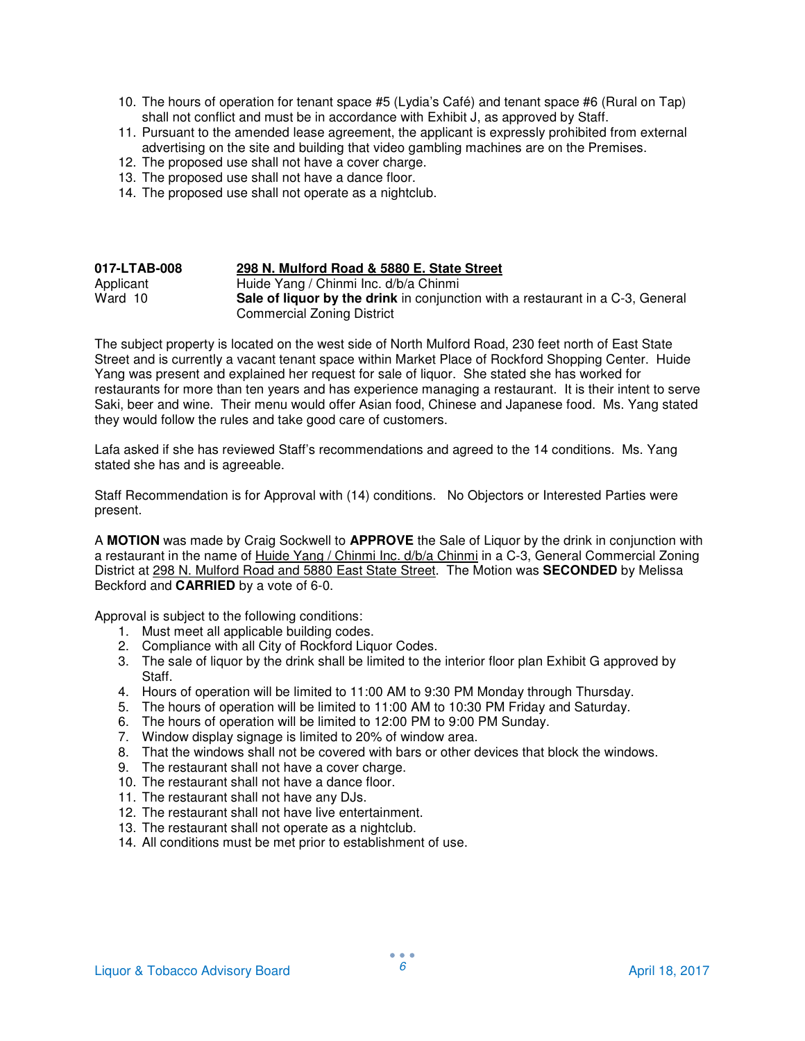10. The hours of operation for tenant space #5 (Lydia's Café) and tenant space #6 (Rural on Tap) shall not conflict and must be in accordance with Exhibit J, as approved by Staff.
11. Pursuant to the amended lease agreement, the applicant is expressly prohibited from external advertising on the site and building that video gambling machines are on the Premises.
12. The proposed use shall not have a cover charge.
13. The proposed use shall not have a dance floor.
14. The proposed use shall not operate as a nightclub.

| **017-LTAB-008** | **298 N. Mulford Road & 5880 E. State Street** |
|---|---|
| Applicant | Huide Yang / Chinmi Inc. d/b/a Chinmi |
| Ward 10 | **Sale of liquor by the drink** in conjunction with a restaurant in a C-3, General Commercial Zoning District |

The subject property is located on the west side of North Mulford Road, 230 feet north of East State Street and is currently a vacant tenant space within Market Place of Rockford Shopping Center. Huide Yang was present and explained her request for sale of liquor. She stated she has worked for restaurants for more than ten years and has experience managing a restaurant. It is their intent to serve Saki, beer and wine. Their menu would offer Asian food, Chinese and Japanese food. Ms. Yang stated they would follow the rules and take good care of customers.

Lafa asked if she has reviewed Staff's recommendations and agreed to the 14 conditions. Ms. Yang stated she has and is agreeable.

Staff Recommendation is for Approval with (14) conditions. No Objectors or Interested Parties were present.

A **MOTION** was made by Craig Sockwell to **APPROVE** the Sale of Liquor by the drink in conjunction with a restaurant in the name of Huide Yang / Chinmi Inc. d/b/a Chinmi in a C-3, General Commercial Zoning District at 298 N. Mulford Road and 5880 East State Street. The Motion was **SECONDED** by Melissa Beckford and **CARRIED** by a vote of 6-0.

Approval is subject to the following conditions:

1. Must meet all applicable building codes.
2. Compliance with all City of Rockford Liquor Codes.
3. The sale of liquor by the drink shall be limited to the interior floor plan Exhibit G approved by Staff.
4. Hours of operation will be limited to 11:00 AM to 9:30 PM Monday through Thursday.
5. The hours of operation will be limited to 11:00 AM to 10:30 PM Friday and Saturday.
6. The hours of operation will be limited to 12:00 PM to 9:00 PM Sunday.
7. Window display signage is limited to 20% of window area.
8. That the windows shall not be covered with bars or other devices that block the windows.
9. The restaurant shall not have a cover charge.
10. The restaurant shall not have a dance floor.
11. The restaurant shall not have any DJs.
12. The restaurant shall not have live entertainment.
13. The restaurant shall not operate as a nightclub.
14. All conditions must be met prior to establishment of use.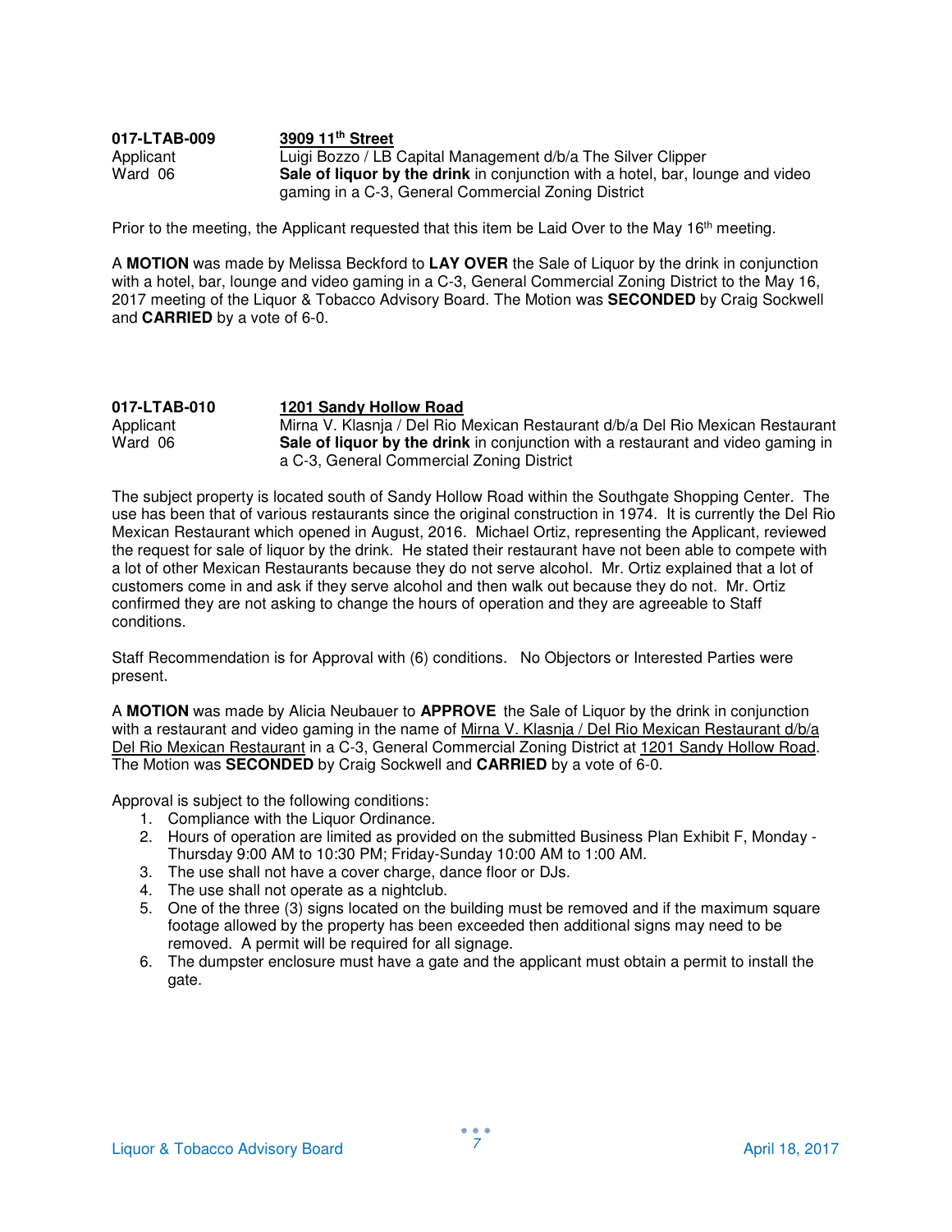**017-LTAB-009** **3909 11th Street**

Applicant — Luigi Bozzo / LB Capital Management d/b/a The Silver Clipper

Ward 06 — **Sale of liquor by the drink** in conjunction with a hotel, bar, lounge and video gaming in a C-3, General Commercial Zoning District

Prior to the meeting, the Applicant requested that this item be Laid Over to the May 16th meeting.

A **MOTION** was made by Melissa Beckford to **LAY OVER** the Sale of Liquor by the drink in conjunction with a hotel, bar, lounge and video gaming in a C-3, General Commercial Zoning District to the May 16, 2017 meeting of the Liquor & Tobacco Advisory Board. The Motion was **SECONDED** by Craig Sockwell and **CARRIED** by a vote of 6-0.

**017-LTAB-010** **1201 Sandy Hollow Road**

Applicant — Mirna V. Klasnja / Del Rio Mexican Restaurant d/b/a Del Rio Mexican Restaurant

Ward 06 — **Sale of liquor by the drink** in conjunction with a restaurant and video gaming in a C-3, General Commercial Zoning District

The subject property is located south of Sandy Hollow Road within the Southgate Shopping Center. The use has been that of various restaurants since the original construction in 1974. It is currently the Del Rio Mexican Restaurant which opened in August, 2016. Michael Ortiz, representing the Applicant, reviewed the request for sale of liquor by the drink. He stated their restaurant have not been able to compete with a lot of other Mexican Restaurants because they do not serve alcohol. Mr. Ortiz explained that a lot of customers come in and ask if they serve alcohol and then walk out because they do not. Mr. Ortiz confirmed they are not asking to change the hours of operation and they are agreeable to Staff conditions.

Staff Recommendation is for Approval with (6) conditions. No Objectors or Interested Parties were present.

A **MOTION** was made by Alicia Neubauer to **APPROVE** the Sale of Liquor by the drink in conjunction with a restaurant and video gaming in the name of Mirna V. Klasnja / Del Rio Mexican Restaurant d/b/a Del Rio Mexican Restaurant in a C-3, General Commercial Zoning District at 1201 Sandy Hollow Road. The Motion was **SECONDED** by Craig Sockwell and **CARRIED** by a vote of 6-0.

Approval is subject to the following conditions:

1. Compliance with the Liquor Ordinance.
2. Hours of operation are limited as provided on the submitted Business Plan Exhibit F, Monday - Thursday 9:00 AM to 10:30 PM; Friday-Sunday 10:00 AM to 1:00 AM.
3. The use shall not have a cover charge, dance floor or DJs.
4. The use shall not operate as a nightclub.
5. One of the three (3) signs located on the building must be removed and if the maximum square footage allowed by the property has been exceeded then additional signs may need to be removed. A permit will be required for all signage.
6. The dumpster enclosure must have a gate and the applicant must obtain a permit to install the gate.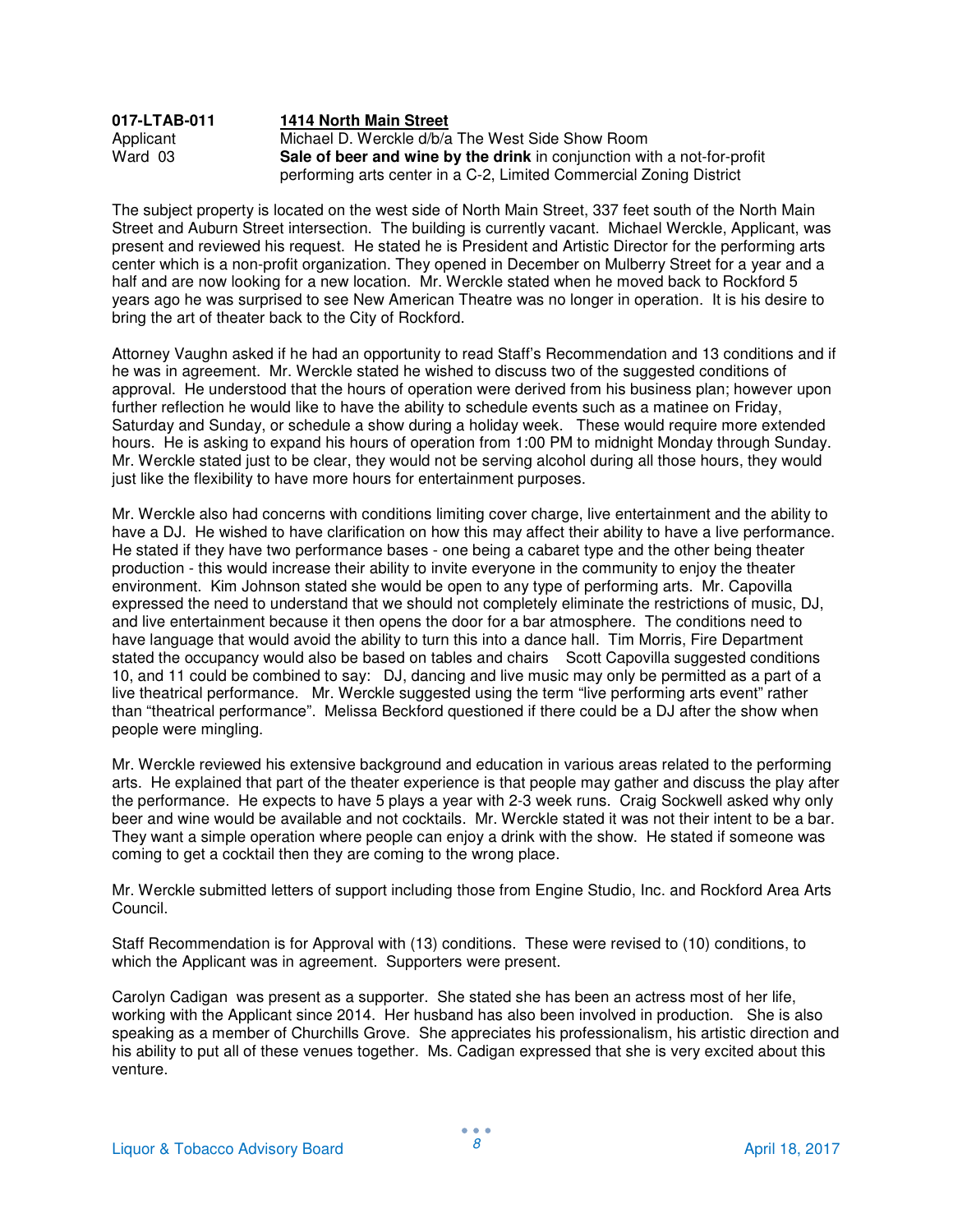| | |
|---|---|
| **017-LTAB-011** | **1414 North Main Street** |
| Applicant | Michael D. Werckle d/b/a The West Side Show Room |
| Ward 03 | **Sale of beer and wine by the drink** in conjunction with a not-for-profit performing arts center in a C-2, Limited Commercial Zoning District |

The subject property is located on the west side of North Main Street, 337 feet south of the North Main Street and Auburn Street intersection. The building is currently vacant. Michael Werckle, Applicant, was present and reviewed his request. He stated he is President and Artistic Director for the performing arts center which is a non-profit organization. They opened in December on Mulberry Street for a year and a half and are now looking for a new location. Mr. Werckle stated when he moved back to Rockford 5 years ago he was surprised to see New American Theatre was no longer in operation. It is his desire to bring the art of theater back to the City of Rockford.

Attorney Vaughn asked if he had an opportunity to read Staff's Recommendation and 13 conditions and if he was in agreement. Mr. Werckle stated he wished to discuss two of the suggested conditions of approval. He understood that the hours of operation were derived from his business plan; however upon further reflection he would like to have the ability to schedule events such as a matinee on Friday, Saturday and Sunday, or schedule a show during a holiday week. These would require more extended hours. He is asking to expand his hours of operation from 1:00 PM to midnight Monday through Sunday. Mr. Werckle stated just to be clear, they would not be serving alcohol during all those hours, they would just like the flexibility to have more hours for entertainment purposes.

Mr. Werckle also had concerns with conditions limiting cover charge, live entertainment and the ability to have a DJ. He wished to have clarification on how this may affect their ability to have a live performance. He stated if they have two performance bases - one being a cabaret type and the other being theater production - this would increase their ability to invite everyone in the community to enjoy the theater environment. Kim Johnson stated she would be open to any type of performing arts. Mr. Capovilla expressed the need to understand that we should not completely eliminate the restrictions of music, DJ, and live entertainment because it then opens the door for a bar atmosphere. The conditions need to have language that would avoid the ability to turn this into a dance hall. Tim Morris, Fire Department stated the occupancy would also be based on tables and chairs Scott Capovilla suggested conditions 10, and 11 could be combined to say: DJ, dancing and live music may only be permitted as a part of a live theatrical performance. Mr. Werckle suggested using the term "live performing arts event" rather than "theatrical performance". Melissa Beckford questioned if there could be a DJ after the show when people were mingling.

Mr. Werckle reviewed his extensive background and education in various areas related to the performing arts. He explained that part of the theater experience is that people may gather and discuss the play after the performance. He expects to have 5 plays a year with 2-3 week runs. Craig Sockwell asked why only beer and wine would be available and not cocktails. Mr. Werckle stated it was not their intent to be a bar. They want a simple operation where people can enjoy a drink with the show. He stated if someone was coming to get a cocktail then they are coming to the wrong place.

Mr. Werckle submitted letters of support including those from Engine Studio, Inc. and Rockford Area Arts Council.

Staff Recommendation is for Approval with (13) conditions. These were revised to (10) conditions, to which the Applicant was in agreement. Supporters were present.

Carolyn Cadigan was present as a supporter. She stated she has been an actress most of her life, working with the Applicant since 2014. Her husband has also been involved in production. She is also speaking as a member of Churchills Grove. She appreciates his professionalism, his artistic direction and his ability to put all of these venues together. Ms. Cadigan expressed that she is very excited about this venture.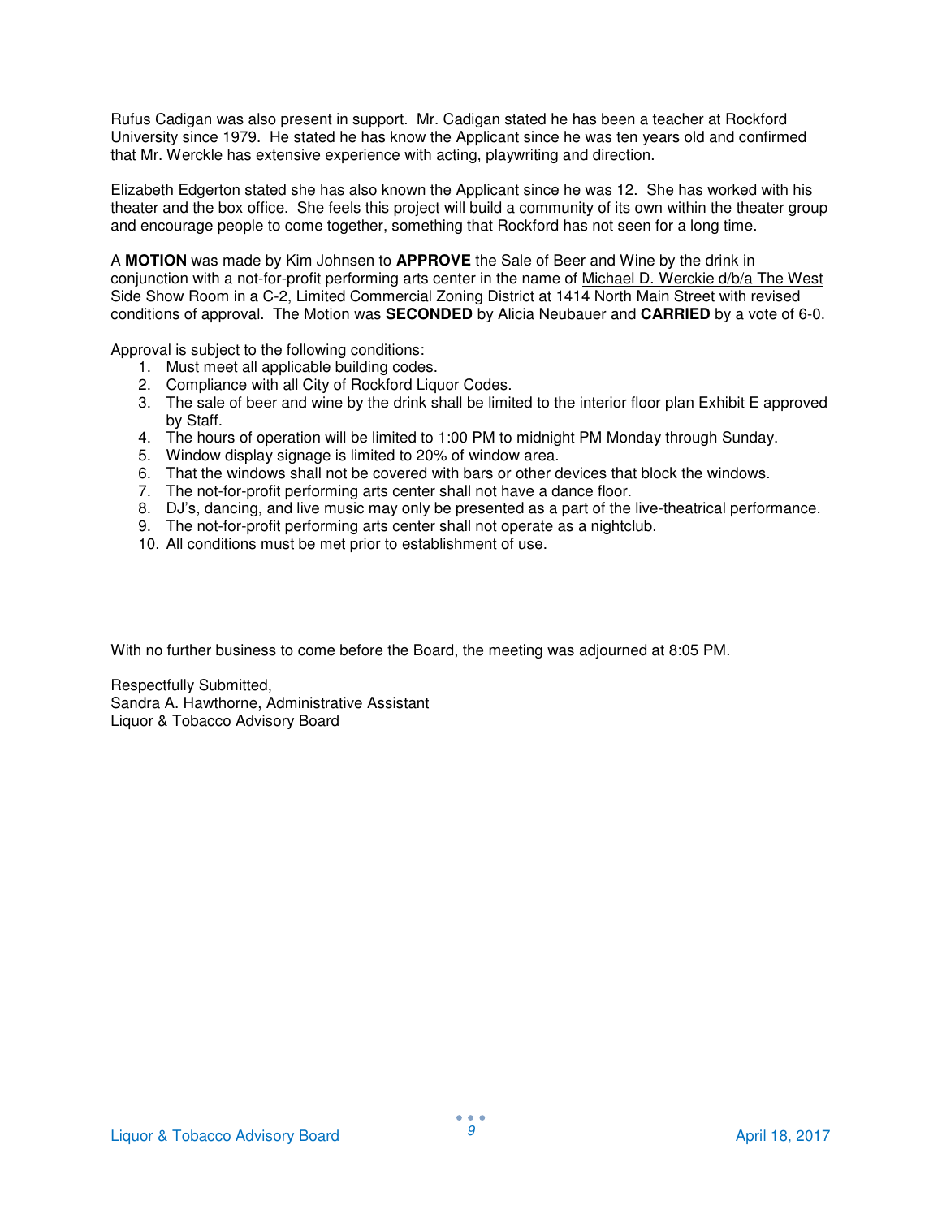Rufus Cadigan was also present in support. Mr. Cadigan stated he has been a teacher at Rockford University since 1979. He stated he has know the Applicant since he was ten years old and confirmed that Mr. Werckle has extensive experience with acting, playwriting and direction.

Elizabeth Edgerton stated she has also known the Applicant since he was 12. She has worked with his theater and the box office. She feels this project will build a community of its own within the theater group and encourage people to come together, something that Rockford has not seen for a long time.

A **MOTION** was made by Kim Johnsen to **APPROVE** the Sale of Beer and Wine by the drink in conjunction with a not-for-profit performing arts center in the name of Michael D. Werckie d/b/a The West Side Show Room in a C-2, Limited Commercial Zoning District at 1414 North Main Street with revised conditions of approval. The Motion was **SECONDED** by Alicia Neubauer and **CARRIED** by a vote of 6-0.

Approval is subject to the following conditions:

1. Must meet all applicable building codes.
2. Compliance with all City of Rockford Liquor Codes.
3. The sale of beer and wine by the drink shall be limited to the interior floor plan Exhibit E approved by Staff.
4. The hours of operation will be limited to 1:00 PM to midnight PM Monday through Sunday.
5. Window display signage is limited to 20% of window area.
6. That the windows shall not be covered with bars or other devices that block the windows.
7. The not-for-profit performing arts center shall not have a dance floor.
8. DJ's, dancing, and live music may only be presented as a part of the live-theatrical performance.
9. The not-for-profit performing arts center shall not operate as a nightclub.
10. All conditions must be met prior to establishment of use.

With no further business to come before the Board, the meeting was adjourned at 8:05 PM.

Respectfully Submitted,
Sandra A. Hawthorne, Administrative Assistant
Liquor & Tobacco Advisory Board